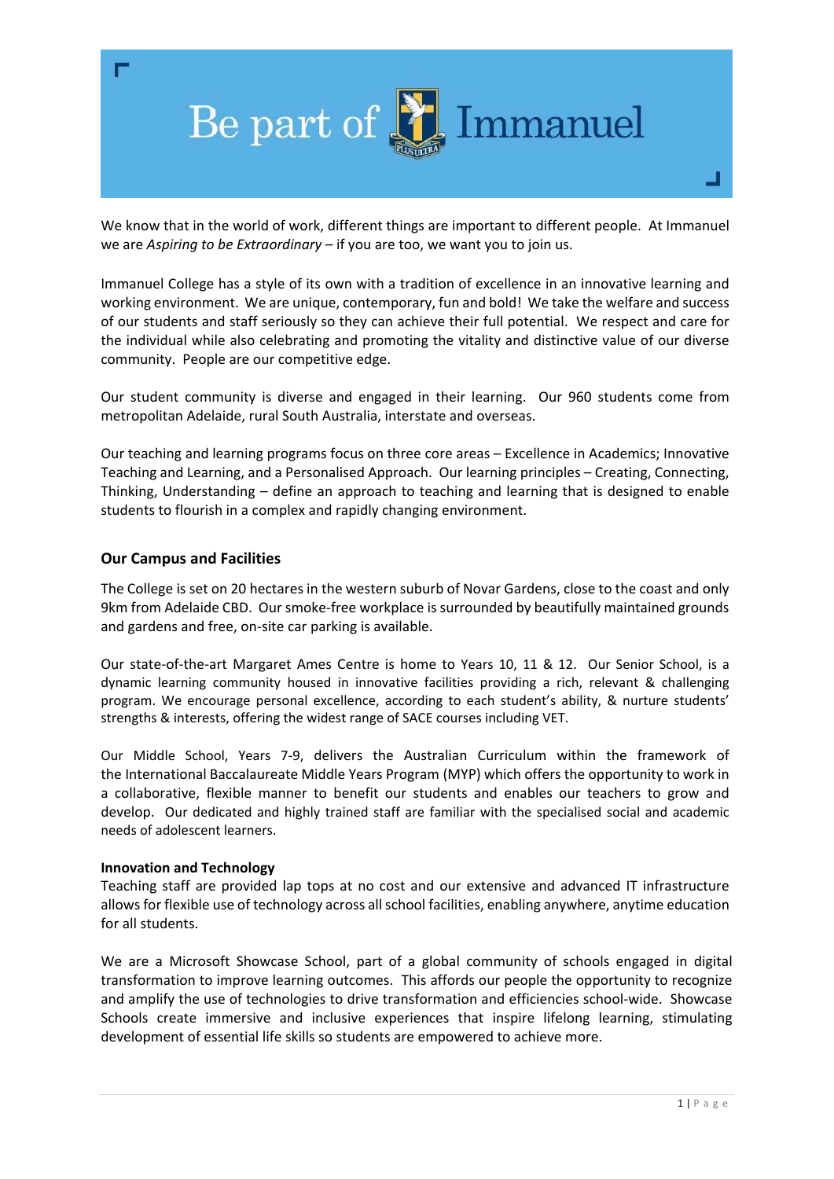# Be part of Immanuel

We know that in the world of work, different things are important to different people. At Immanuel we are *Aspiring to be Extraordinary* – if you are too, we want you to join us.

Immanuel College has a style of its own with a tradition of excellence in an innovative learning and working environment. We are unique, contemporary, fun and bold! We take the welfare and success of our students and staff seriously so they can achieve their full potential. We respect and care for the individual while also celebrating and promoting the vitality and distinctive value of our diverse community. People are our competitive edge.

Our student community is diverse and engaged in their learning. Our 960 students come from metropolitan Adelaide, rural South Australia, interstate and overseas.

Our teaching and learning programs focus on three core areas – Excellence in Academics; Innovative Teaching and Learning, and a Personalised Approach. Our learning principles – Creating, Connecting, Thinking, Understanding – define an approach to teaching and learning that is designed to enable students to flourish in a complex and rapidly changing environment.

## Our Campus and Facilities

The College is set on 20 hectares in the western suburb of Novar Gardens, close to the coast and only 9km from Adelaide CBD. Our smoke-free workplace is surrounded by beautifully maintained grounds and gardens and free, on-site car parking is available.

Our state-of-the-art Margaret Ames Centre is home to Years 10, 11 & 12. Our Senior School, is a dynamic learning community housed in innovative facilities providing a rich, relevant & challenging program. We encourage personal excellence, according to each student's ability, & nurture students' strengths & interests, offering the widest range of SACE courses including VET.

Our Middle School, Years 7-9, delivers the Australian Curriculum within the framework of the International Baccalaureate Middle Years Program (MYP) which offers the opportunity to work in a collaborative, flexible manner to benefit our students and enables our teachers to grow and develop. Our dedicated and highly trained staff are familiar with the specialised social and academic needs of adolescent learners.

**Innovation and Technology**

Teaching staff are provided lap tops at no cost and our extensive and advanced IT infrastructure allows for flexible use of technology across all school facilities, enabling anywhere, anytime education for all students.

We are a Microsoft Showcase School, part of a global community of schools engaged in digital transformation to improve learning outcomes. This affords our people the opportunity to recognize and amplify the use of technologies to drive transformation and efficiencies school-wide. Showcase Schools create immersive and inclusive experiences that inspire lifelong learning, stimulating development of essential life skills so students are empowered to achieve more.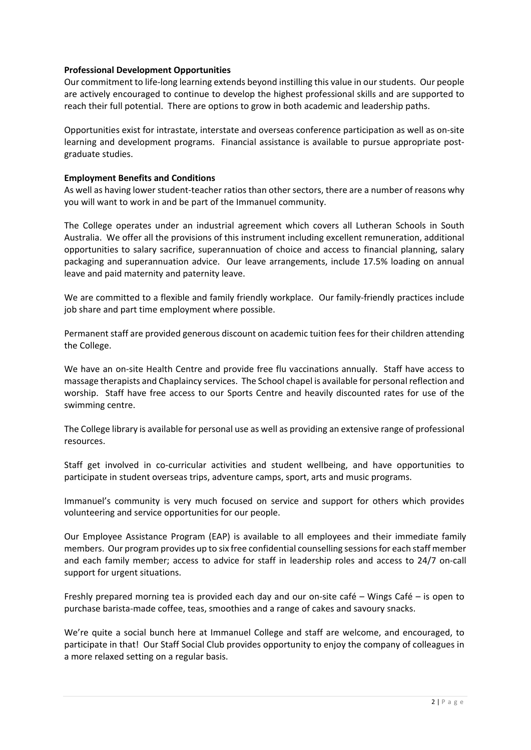**Professional Development Opportunities**

Our commitment to life-long learning extends beyond instilling this value in our students. Our people are actively encouraged to continue to develop the highest professional skills and are supported to reach their full potential. There are options to grow in both academic and leadership paths.

Opportunities exist for intrastate, interstate and overseas conference participation as well as on-site learning and development programs. Financial assistance is available to pursue appropriate post-graduate studies.

**Employment Benefits and Conditions**

As well as having lower student-teacher ratios than other sectors, there are a number of reasons why you will want to work in and be part of the Immanuel community.

The College operates under an industrial agreement which covers all Lutheran Schools in South Australia. We offer all the provisions of this instrument including excellent remuneration, additional opportunities to salary sacrifice, superannuation of choice and access to financial planning, salary packaging and superannuation advice. Our leave arrangements, include 17.5% loading on annual leave and paid maternity and paternity leave.

We are committed to a flexible and family friendly workplace. Our family-friendly practices include job share and part time employment where possible.

Permanent staff are provided generous discount on academic tuition fees for their children attending the College.

We have an on-site Health Centre and provide free flu vaccinations annually. Staff have access to massage therapists and Chaplaincy services. The School chapel is available for personal reflection and worship. Staff have free access to our Sports Centre and heavily discounted rates for use of the swimming centre.

The College library is available for personal use as well as providing an extensive range of professional resources.

Staff get involved in co-curricular activities and student wellbeing, and have opportunities to participate in student overseas trips, adventure camps, sport, arts and music programs.

Immanuel's community is very much focused on service and support for others which provides volunteering and service opportunities for our people.

Our Employee Assistance Program (EAP) is available to all employees and their immediate family members. Our program provides up to six free confidential counselling sessions for each staff member and each family member; access to advice for staff in leadership roles and access to 24/7 on-call support for urgent situations.

Freshly prepared morning tea is provided each day and our on-site café – Wings Café – is open to purchase barista-made coffee, teas, smoothies and a range of cakes and savoury snacks.

We're quite a social bunch here at Immanuel College and staff are welcome, and encouraged, to participate in that! Our Staff Social Club provides opportunity to enjoy the company of colleagues in a more relaxed setting on a regular basis.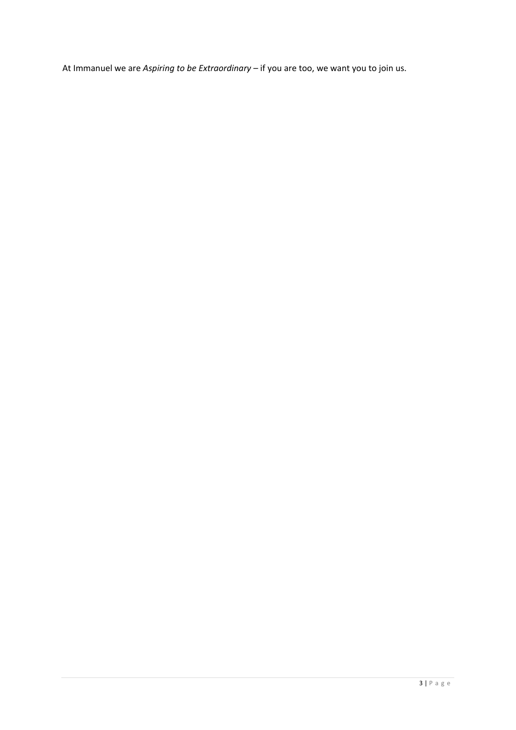At Immanuel we are *Aspiring to be Extraordinary* – if you are too, we want you to join us.